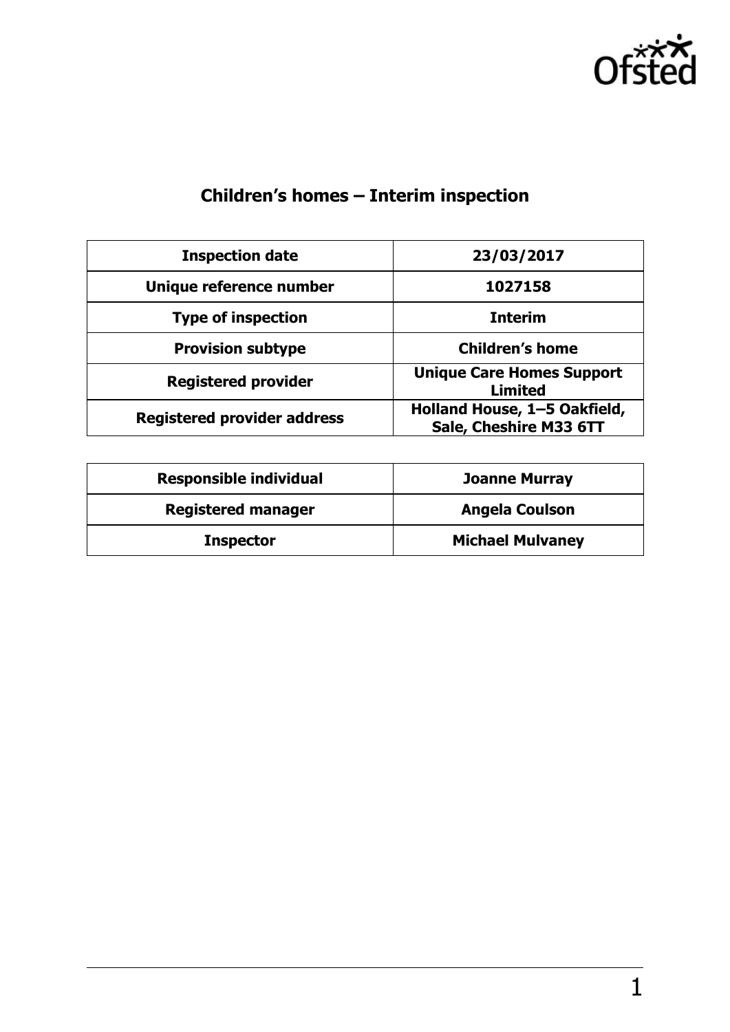# Children's homes – Interim inspection

| Inspection date | 23/03/2017 |
|---|---|
| Unique reference number | 1027158 |
| Type of inspection | Interim |
| Provision subtype | Children's home |
| Registered provider | Unique Care Homes Support Limited |
| Registered provider address | Holland House, 1–5 Oakfield, Sale, Cheshire M33 6TT |

| Responsible individual | Joanne Murray |
|---|---|
| Registered manager | Angela Coulson |
| Inspector | Michael Mulvaney |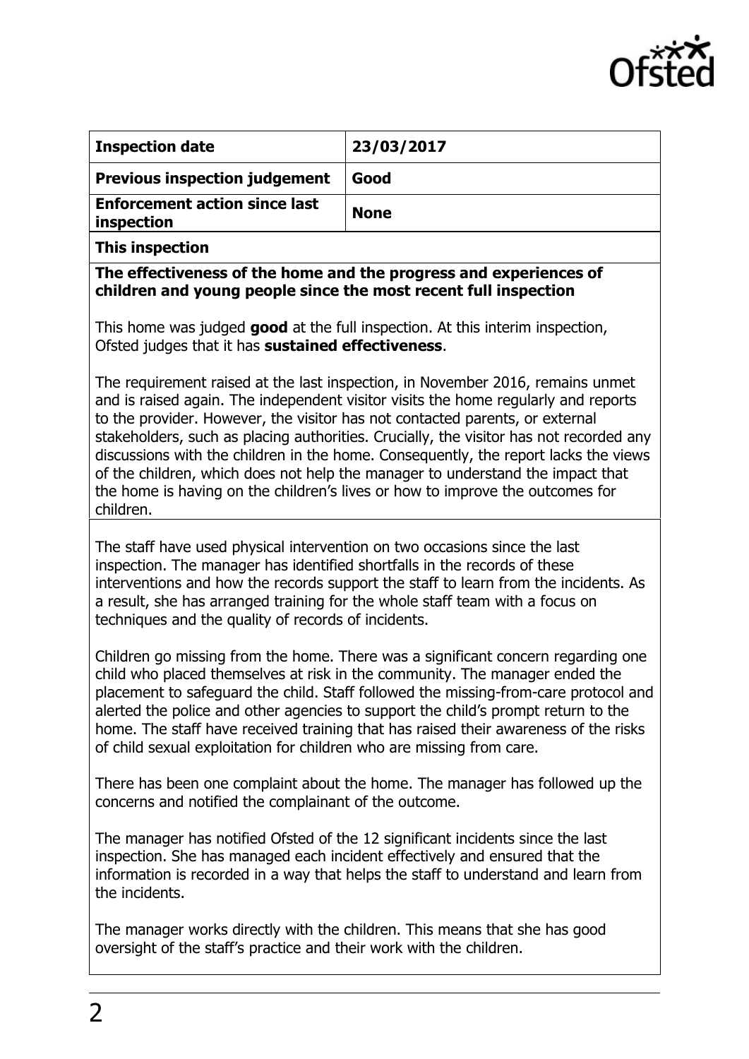| **Inspection date** | **23/03/2017** |
| --- | --- |
| **Previous inspection judgement** | **Good** |
| **Enforcement action since last inspection** | **None** |

**This inspection**

**The effectiveness of the home and the progress and experiences of children and young people since the most recent full inspection**

This home was judged **good** at the full inspection. At this interim inspection, Ofsted judges that it has **sustained effectiveness**.

The requirement raised at the last inspection, in November 2016, remains unmet and is raised again. The independent visitor visits the home regularly and reports to the provider. However, the visitor has not contacted parents, or external stakeholders, such as placing authorities. Crucially, the visitor has not recorded any discussions with the children in the home. Consequently, the report lacks the views of the children, which does not help the manager to understand the impact that the home is having on the children's lives or how to improve the outcomes for children.

The staff have used physical intervention on two occasions since the last inspection. The manager has identified shortfalls in the records of these interventions and how the records support the staff to learn from the incidents. As a result, she has arranged training for the whole staff team with a focus on techniques and the quality of records of incidents.

Children go missing from the home. There was a significant concern regarding one child who placed themselves at risk in the community. The manager ended the placement to safeguard the child. Staff followed the missing-from-care protocol and alerted the police and other agencies to support the child's prompt return to the home. The staff have received training that has raised their awareness of the risks of child sexual exploitation for children who are missing from care.

There has been one complaint about the home. The manager has followed up the concerns and notified the complainant of the outcome.

The manager has notified Ofsted of the 12 significant incidents since the last inspection. She has managed each incident effectively and ensured that the information is recorded in a way that helps the staff to understand and learn from the incidents.

The manager works directly with the children. This means that she has good oversight of the staff's practice and their work with the children.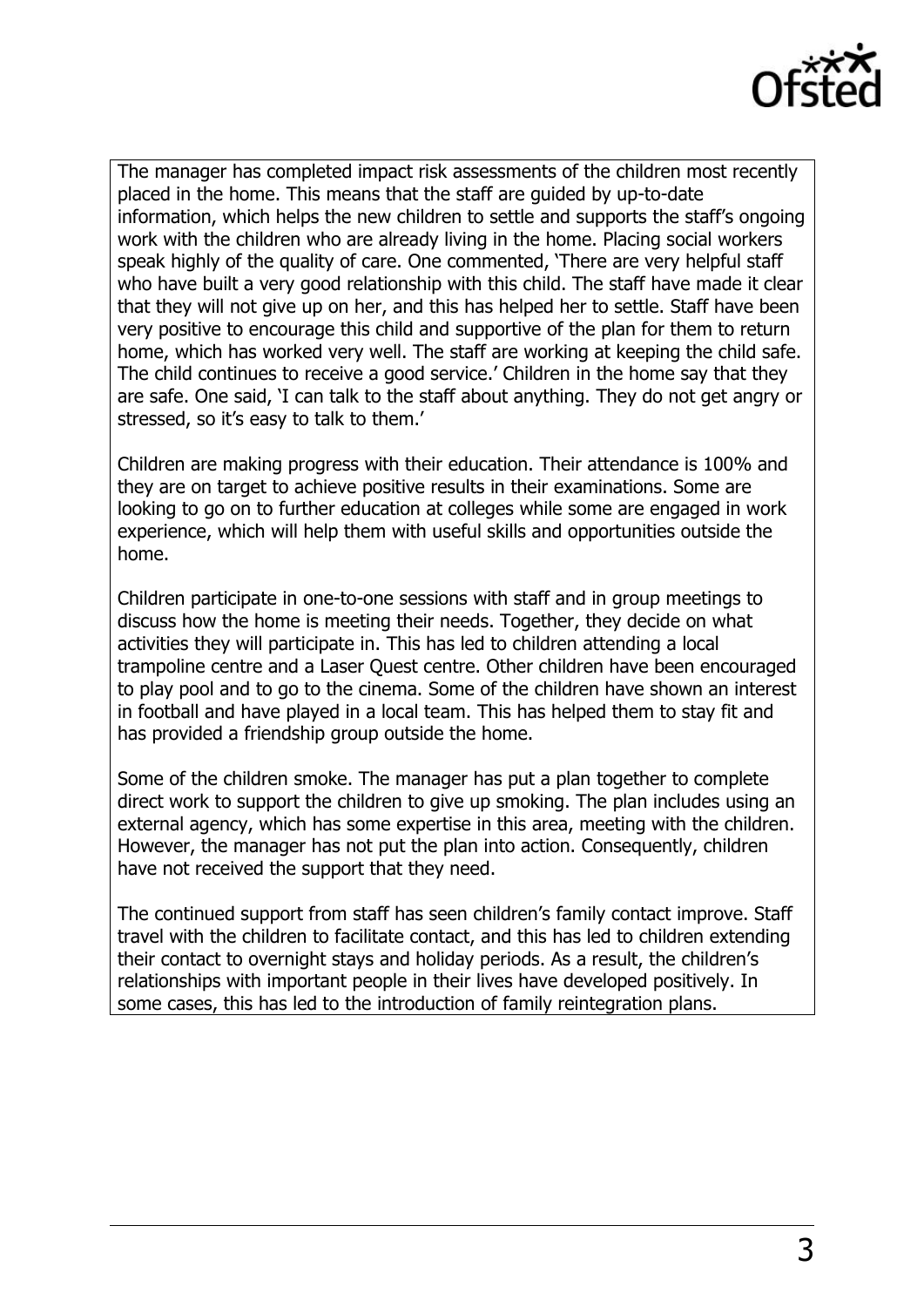The manager has completed impact risk assessments of the children most recently placed in the home. This means that the staff are guided by up-to-date information, which helps the new children to settle and supports the staff's ongoing work with the children who are already living in the home. Placing social workers speak highly of the quality of care. One commented, 'There are very helpful staff who have built a very good relationship with this child. The staff have made it clear that they will not give up on her, and this has helped her to settle. Staff have been very positive to encourage this child and supportive of the plan for them to return home, which has worked very well. The staff are working at keeping the child safe. The child continues to receive a good service.' Children in the home say that they are safe. One said, 'I can talk to the staff about anything. They do not get angry or stressed, so it's easy to talk to them.'

Children are making progress with their education. Their attendance is 100% and they are on target to achieve positive results in their examinations. Some are looking to go on to further education at colleges while some are engaged in work experience, which will help them with useful skills and opportunities outside the home.

Children participate in one-to-one sessions with staff and in group meetings to discuss how the home is meeting their needs. Together, they decide on what activities they will participate in. This has led to children attending a local trampoline centre and a Laser Quest centre. Other children have been encouraged to play pool and to go to the cinema. Some of the children have shown an interest in football and have played in a local team. This has helped them to stay fit and has provided a friendship group outside the home.

Some of the children smoke. The manager has put a plan together to complete direct work to support the children to give up smoking. The plan includes using an external agency, which has some expertise in this area, meeting with the children. However, the manager has not put the plan into action. Consequently, children have not received the support that they need.

The continued support from staff has seen children's family contact improve. Staff travel with the children to facilitate contact, and this has led to children extending their contact to overnight stays and holiday periods. As a result, the children's relationships with important people in their lives have developed positively. In some cases, this has led to the introduction of family reintegration plans.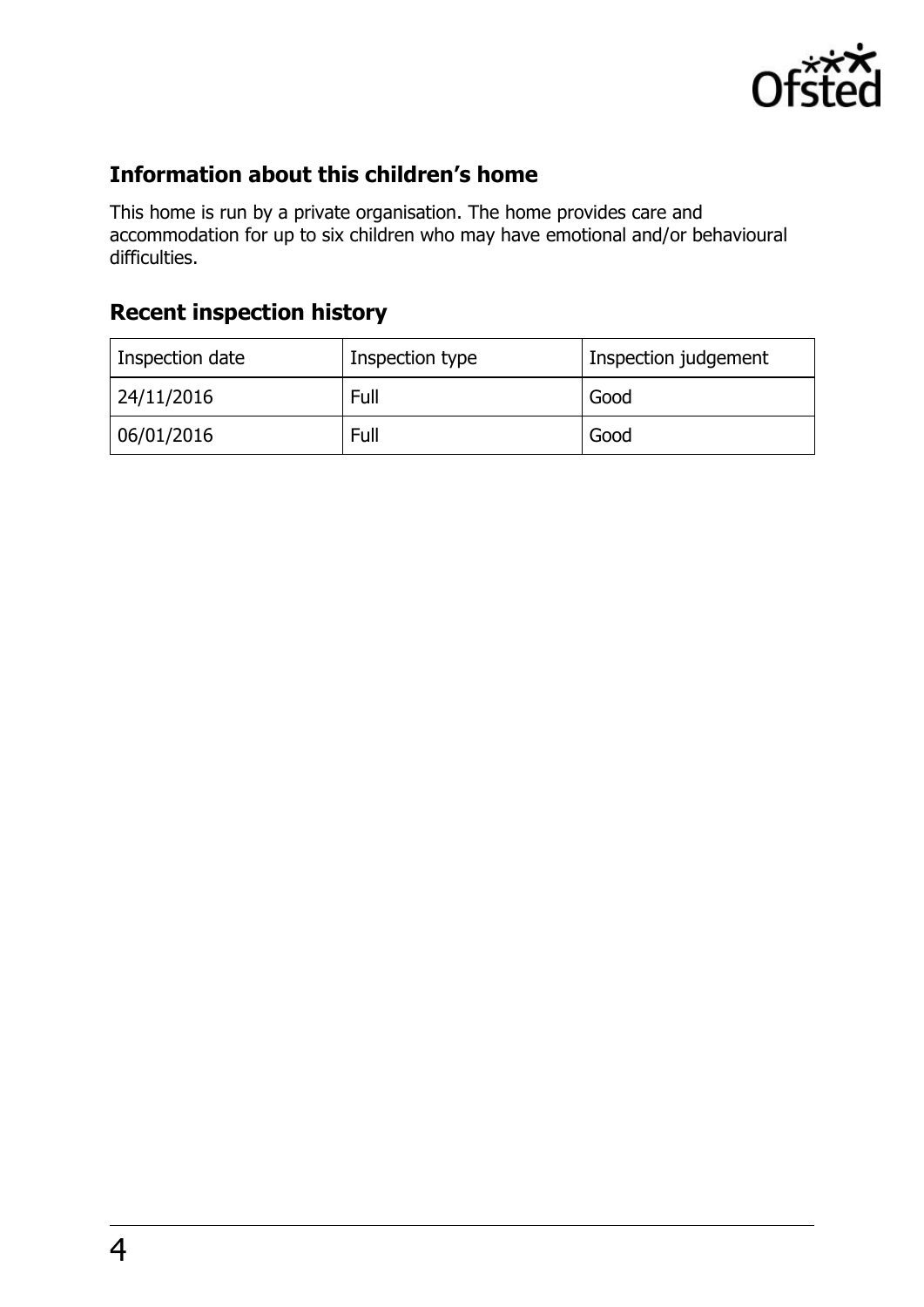## Information about this children's home

This home is run by a private organisation. The home provides care and accommodation for up to six children who may have emotional and/or behavioural difficulties.

## Recent inspection history

| Inspection date | Inspection type | Inspection judgement |
| --- | --- | --- |
| 24/11/2016 | Full | Good |
| 06/01/2016 | Full | Good |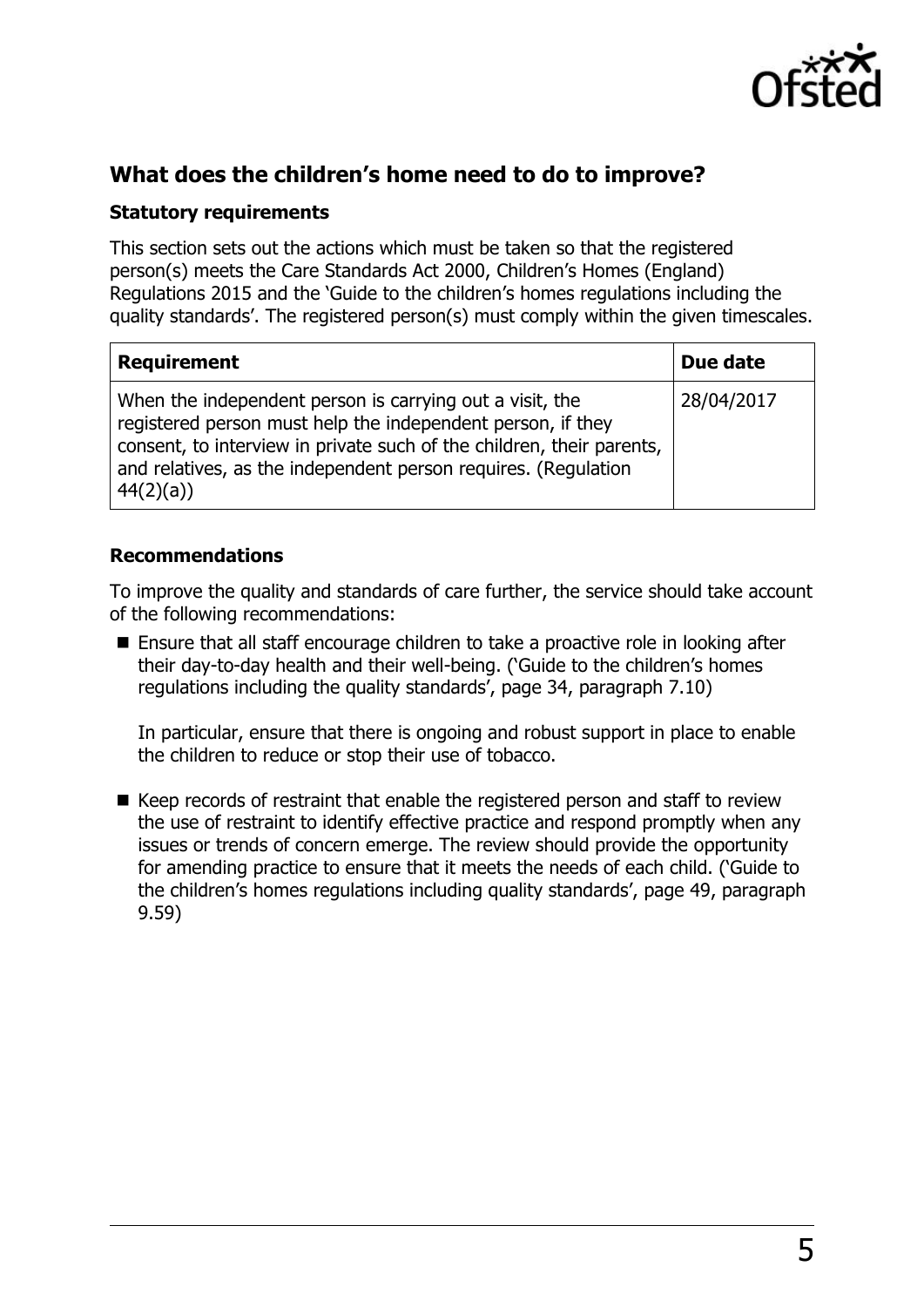## What does the children's home need to do to improve?

### Statutory requirements

This section sets out the actions which must be taken so that the registered person(s) meets the Care Standards Act 2000, Children's Homes (England) Regulations 2015 and the 'Guide to the children's homes regulations including the quality standards'. The registered person(s) must comply within the given timescales.

| Requirement | Due date |
|---|---|
| When the independent person is carrying out a visit, the registered person must help the independent person, if they consent, to interview in private such of the children, their parents, and relatives, as the independent person requires. (Regulation 44(2)(a)) | 28/04/2017 |

### Recommendations

To improve the quality and standards of care further, the service should take account of the following recommendations:

- Ensure that all staff encourage children to take a proactive role in looking after their day-to-day health and their well-being. ('Guide to the children's homes regulations including the quality standards', page 34, paragraph 7.10)

  In particular, ensure that there is ongoing and robust support in place to enable the children to reduce or stop their use of tobacco.

- Keep records of restraint that enable the registered person and staff to review the use of restraint to identify effective practice and respond promptly when any issues or trends of concern emerge. The review should provide the opportunity for amending practice to ensure that it meets the needs of each child. ('Guide to the children's homes regulations including quality standards', page 49, paragraph 9.59)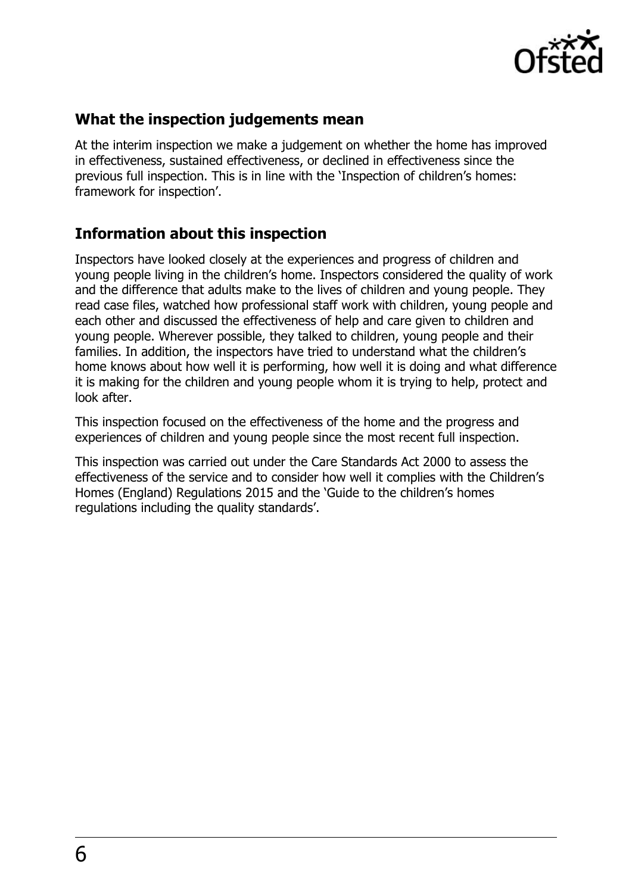## What the inspection judgements mean

At the interim inspection we make a judgement on whether the home has improved in effectiveness, sustained effectiveness, or declined in effectiveness since the previous full inspection. This is in line with the 'Inspection of children's homes: framework for inspection'.

## Information about this inspection

Inspectors have looked closely at the experiences and progress of children and young people living in the children's home. Inspectors considered the quality of work and the difference that adults make to the lives of children and young people. They read case files, watched how professional staff work with children, young people and each other and discussed the effectiveness of help and care given to children and young people. Wherever possible, they talked to children, young people and their families. In addition, the inspectors have tried to understand what the children's home knows about how well it is performing, how well it is doing and what difference it is making for the children and young people whom it is trying to help, protect and look after.

This inspection focused on the effectiveness of the home and the progress and experiences of children and young people since the most recent full inspection.

This inspection was carried out under the Care Standards Act 2000 to assess the effectiveness of the service and to consider how well it complies with the Children's Homes (England) Regulations 2015 and the 'Guide to the children's homes regulations including the quality standards'.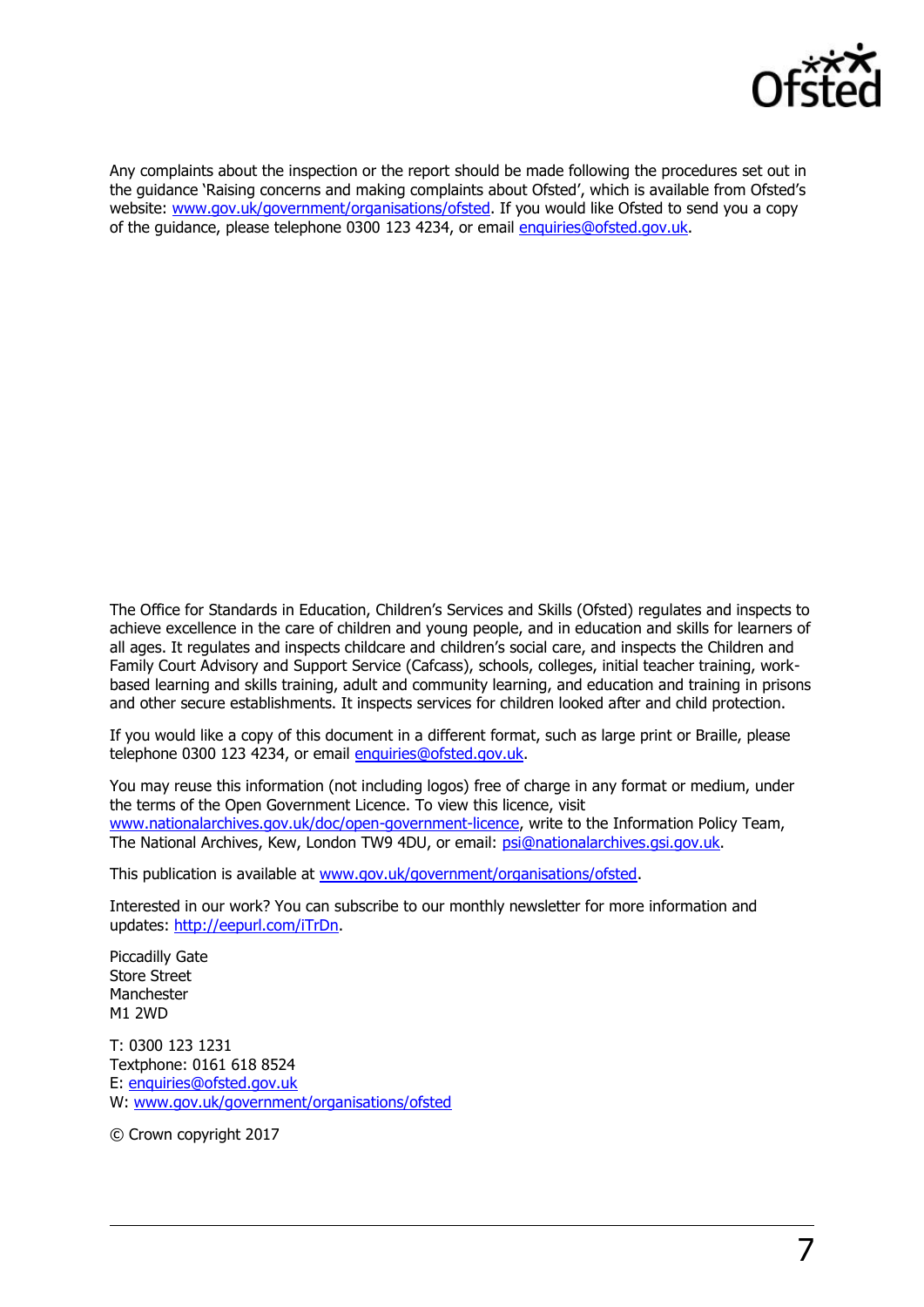Any complaints about the inspection or the report should be made following the procedures set out in the guidance 'Raising concerns and making complaints about Ofsted', which is available from Ofsted's website: www.gov.uk/government/organisations/ofsted. If you would like Ofsted to send you a copy of the guidance, please telephone 0300 123 4234, or email enquiries@ofsted.gov.uk.

The Office for Standards in Education, Children's Services and Skills (Ofsted) regulates and inspects to achieve excellence in the care of children and young people, and in education and skills for learners of all ages. It regulates and inspects childcare and children's social care, and inspects the Children and Family Court Advisory and Support Service (Cafcass), schools, colleges, initial teacher training, work-based learning and skills training, adult and community learning, and education and training in prisons and other secure establishments. It inspects services for children looked after and child protection.

If you would like a copy of this document in a different format, such as large print or Braille, please telephone 0300 123 4234, or email enquiries@ofsted.gov.uk.

You may reuse this information (not including logos) free of charge in any format or medium, under the terms of the Open Government Licence. To view this licence, visit www.nationalarchives.gov.uk/doc/open-government-licence, write to the Information Policy Team, The National Archives, Kew, London TW9 4DU, or email: psi@nationalarchives.gsi.gov.uk.

This publication is available at www.gov.uk/government/organisations/ofsted.

Interested in our work? You can subscribe to our monthly newsletter for more information and updates: http://eepurl.com/iTrDn.

Piccadilly Gate
Store Street
Manchester
M1 2WD

T: 0300 123 1231
Textphone: 0161 618 8524
E: enquiries@ofsted.gov.uk
W: www.gov.uk/government/organisations/ofsted

© Crown copyright 2017